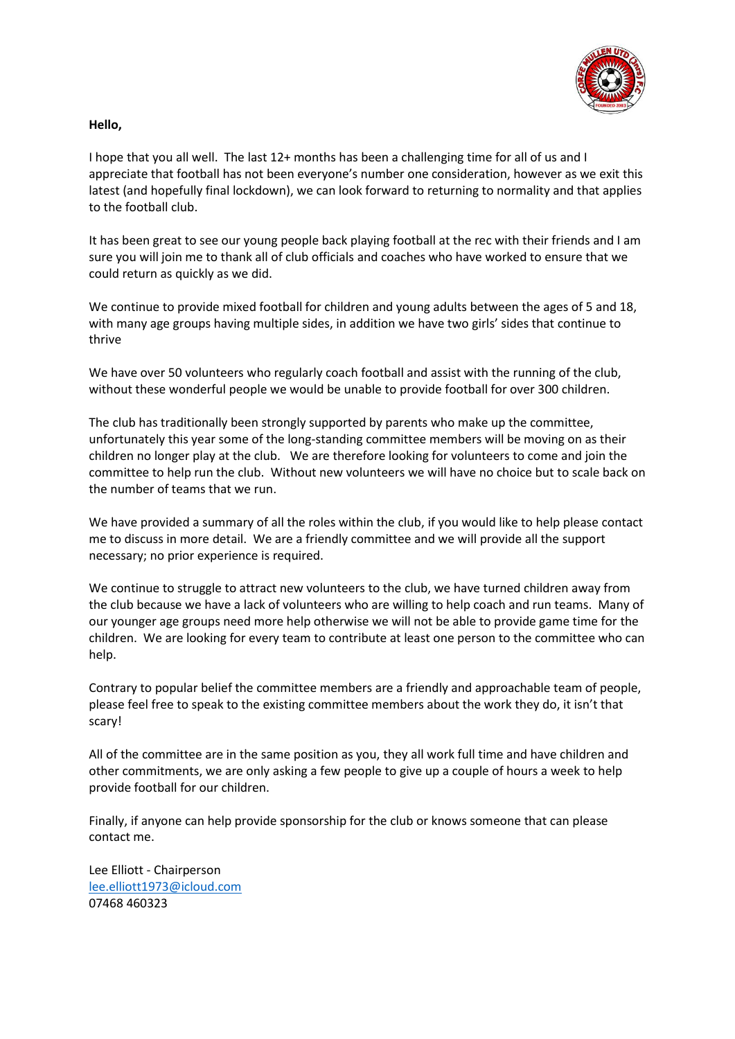**Hello,**

I hope that you all well. The last 12+ months has been a challenging time for all of us and I appreciate that football has not been everyone's number one consideration, however as we exit this latest (and hopefully final lockdown), we can look forward to returning to normality and that applies to the football club.

It has been great to see our young people back playing football at the rec with their friends and I am sure you will join me to thank all of club officials and coaches who have worked to ensure that we could return as quickly as we did.

We continue to provide mixed football for children and young adults between the ages of 5 and 18, with many age groups having multiple sides, in addition we have two girls' sides that continue to thrive

We have over 50 volunteers who regularly coach football and assist with the running of the club, without these wonderful people we would be unable to provide football for over 300 children.

The club has traditionally been strongly supported by parents who make up the committee, unfortunately this year some of the long-standing committee members will be moving on as their children no longer play at the club. We are therefore looking for volunteers to come and join the committee to help run the club. Without new volunteers we will have no choice but to scale back on the number of teams that we run.

We have provided a summary of all the roles within the club, if you would like to help please contact me to discuss in more detail. We are a friendly committee and we will provide all the support necessary; no prior experience is required.

We continue to struggle to attract new volunteers to the club, we have turned children away from the club because we have a lack of volunteers who are willing to help coach and run teams. Many of our younger age groups need more help otherwise we will not be able to provide game time for the children. We are looking for every team to contribute at least one person to the committee who can help.

Contrary to popular belief the committee members are a friendly and approachable team of people, please feel free to speak to the existing committee members about the work they do, it isn't that scary!

All of the committee are in the same position as you, they all work full time and have children and other commitments, we are only asking a few people to give up a couple of hours a week to help provide football for our children.

Finally, if anyone can help provide sponsorship for the club or knows someone that can please contact me.

Lee Elliott - Chairperson
lee.elliott1973@icloud.com
07468 460323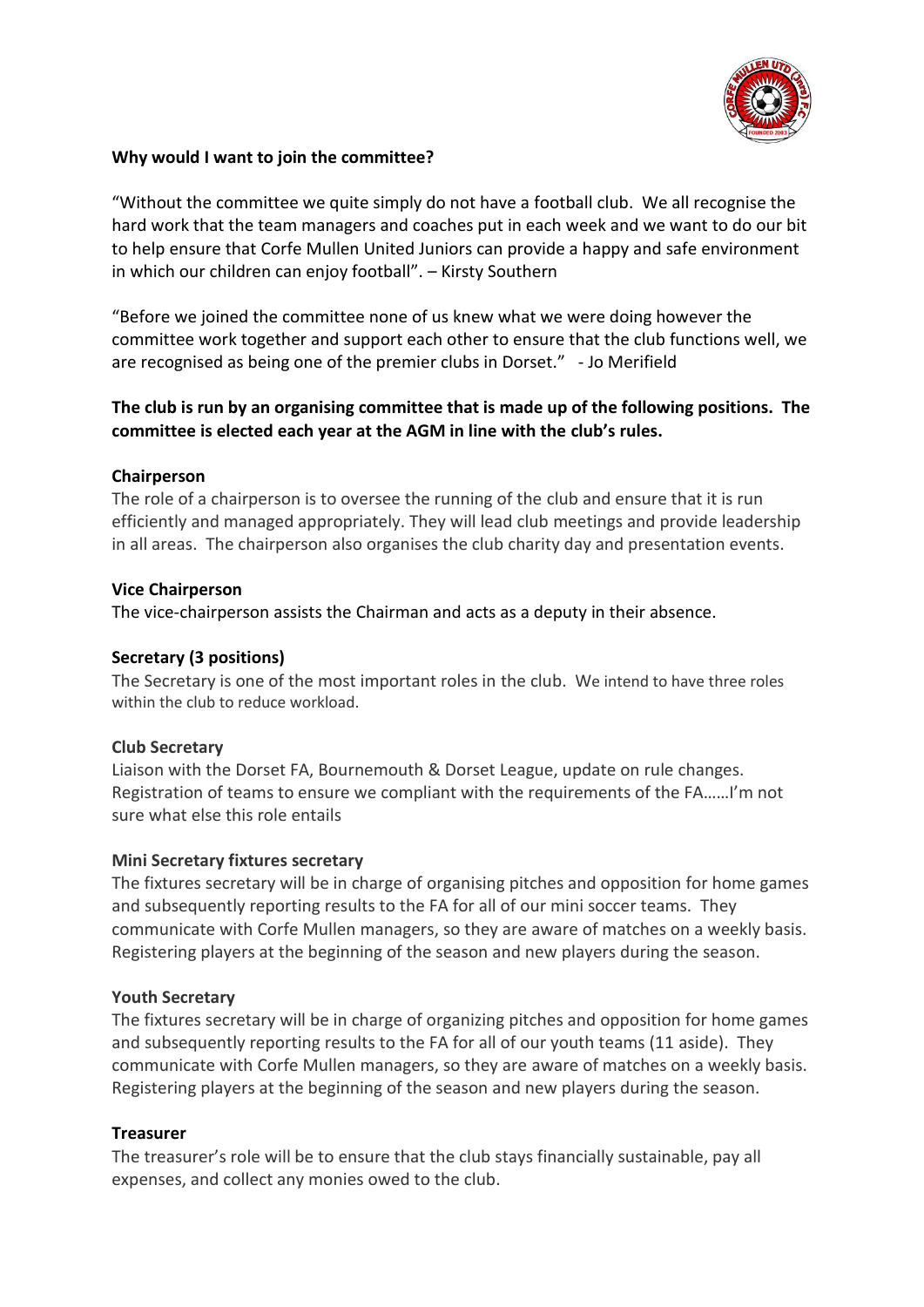**Why would I want to join the committee?**

"Without the committee we quite simply do not have a football club. We all recognise the hard work that the team managers and coaches put in each week and we want to do our bit to help ensure that Corfe Mullen United Juniors can provide a happy and safe environment in which our children can enjoy football". – Kirsty Southern

"Before we joined the committee none of us knew what we were doing however the committee work together and support each other to ensure that the club functions well, we are recognised as being one of the premier clubs in Dorset." - Jo Merifield

**The club is run by an organising committee that is made up of the following positions. The committee is elected each year at the AGM in line with the club's rules.**

**Chairperson**

The role of a chairperson is to oversee the running of the club and ensure that it is run efficiently and managed appropriately. They will lead club meetings and provide leadership in all areas. The chairperson also organises the club charity day and presentation events.

**Vice Chairperson**

The vice-chairperson assists the Chairman and acts as a deputy in their absence.

**Secretary (3 positions)**

The Secretary is one of the most important roles in the club. We intend to have three roles within the club to reduce workload.

**Club Secretary**

Liaison with the Dorset FA, Bournemouth & Dorset League, update on rule changes. Registration of teams to ensure we compliant with the requirements of the FA……I'm not sure what else this role entails

**Mini Secretary fixtures secretary**

The fixtures secretary will be in charge of organising pitches and opposition for home games and subsequently reporting results to the FA for all of our mini soccer teams. They communicate with Corfe Mullen managers, so they are aware of matches on a weekly basis. Registering players at the beginning of the season and new players during the season.

**Youth Secretary**

The fixtures secretary will be in charge of organizing pitches and opposition for home games and subsequently reporting results to the FA for all of our youth teams (11 aside). They communicate with Corfe Mullen managers, so they are aware of matches on a weekly basis. Registering players at the beginning of the season and new players during the season.

**Treasurer**

The treasurer's role will be to ensure that the club stays financially sustainable, pay all expenses, and collect any monies owed to the club.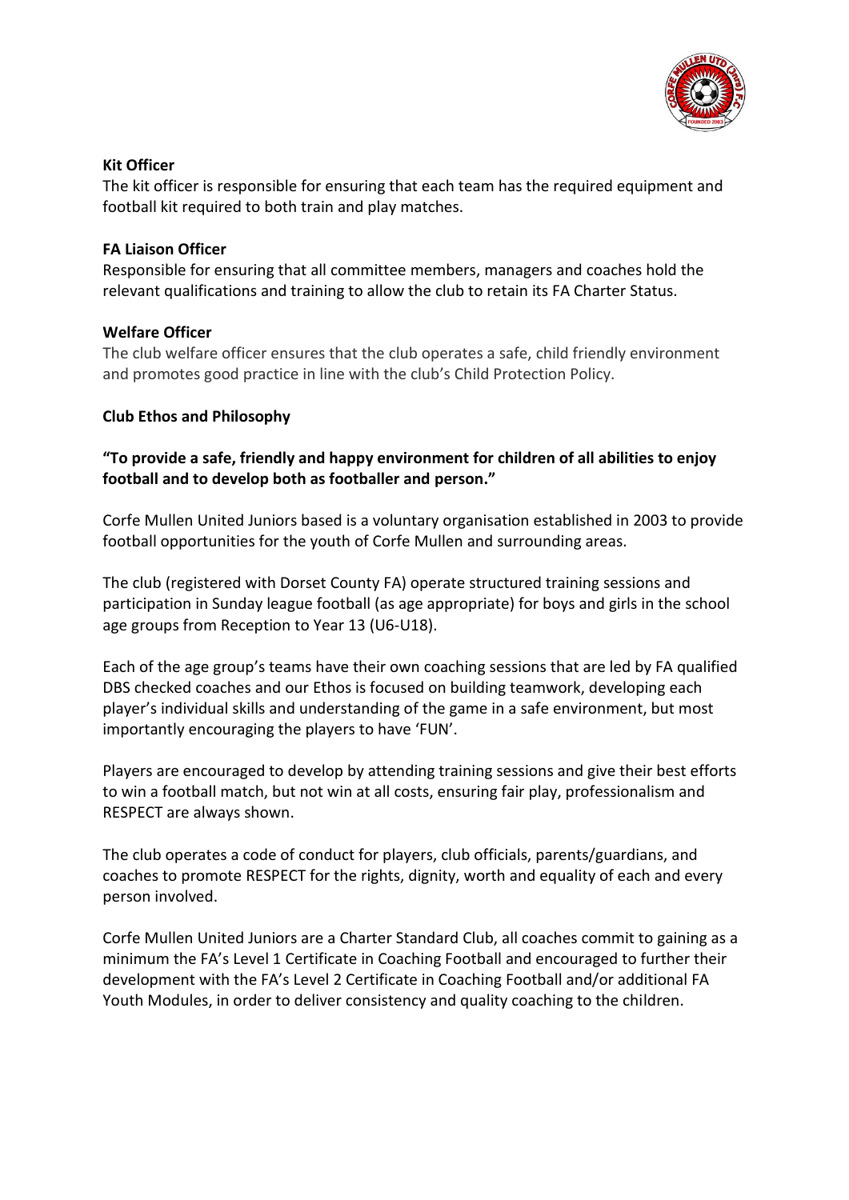**Kit Officer**

The kit officer is responsible for ensuring that each team has the required equipment and football kit required to both train and play matches.

**FA Liaison Officer**

Responsible for ensuring that all committee members, managers and coaches hold the relevant qualifications and training to allow the club to retain its FA Charter Status.

**Welfare Officer**

The club welfare officer ensures that the club operates a safe, child friendly environment and promotes good practice in line with the club's Child Protection Policy.

**Club Ethos and Philosophy**

**"To provide a safe, friendly and happy environment for children of all abilities to enjoy football and to develop both as footballer and person."**

Corfe Mullen United Juniors based is a voluntary organisation established in 2003 to provide football opportunities for the youth of Corfe Mullen and surrounding areas.

The club (registered with Dorset County FA) operate structured training sessions and participation in Sunday league football (as age appropriate) for boys and girls in the school age groups from Reception to Year 13 (U6-U18).

Each of the age group's teams have their own coaching sessions that are led by FA qualified DBS checked coaches and our Ethos is focused on building teamwork, developing each player's individual skills and understanding of the game in a safe environment, but most importantly encouraging the players to have 'FUN'.

Players are encouraged to develop by attending training sessions and give their best efforts to win a football match, but not win at all costs, ensuring fair play, professionalism and RESPECT are always shown.

The club operates a code of conduct for players, club officials, parents/guardians, and coaches to promote RESPECT for the rights, dignity, worth and equality of each and every person involved.

Corfe Mullen United Juniors are a Charter Standard Club, all coaches commit to gaining as a minimum the FA's Level 1 Certificate in Coaching Football and encouraged to further their development with the FA's Level 2 Certificate in Coaching Football and/or additional FA Youth Modules, in order to deliver consistency and quality coaching to the children.